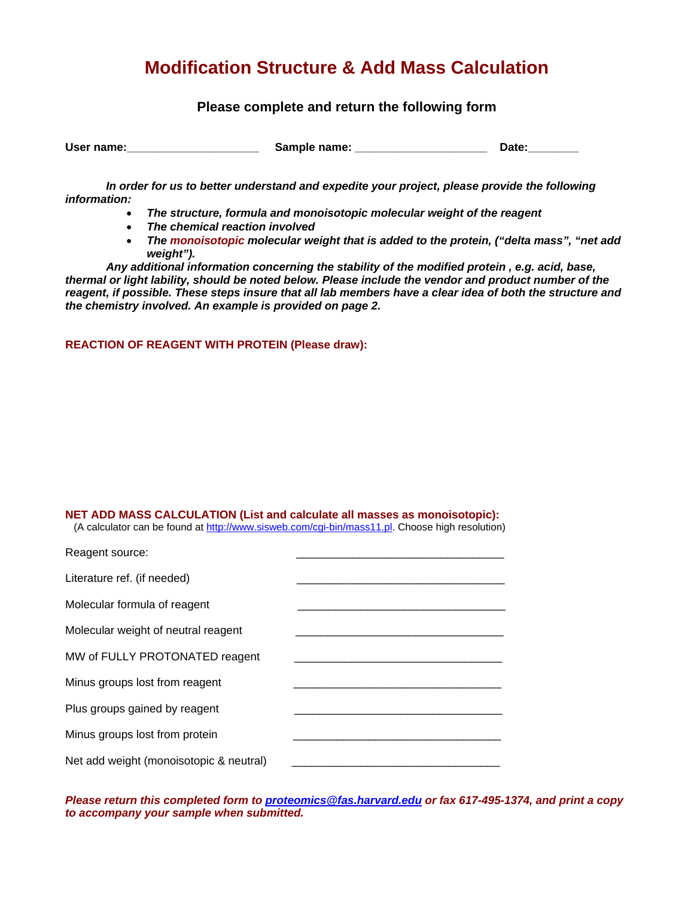# Modification Structure & Add Mass Calculation

### Please complete and return the following form

**User name:\_\_\_\_\_\_\_\_\_\_\_\_\_\_\_\_\_\_\_\_ Sample name: \_\_\_\_\_\_\_\_\_\_\_\_\_\_\_\_\_\_\_\_ Date:\_\_\_\_\_\_\_\_**

***In order for us to better understand and expedite your project, please provide the following information:***

- ***The structure, formula and monoisotopic molecular weight of the reagent***
- ***The chemical reaction involved***
- ***The monoisotopic molecular weight that is added to the protein, ("delta mass", "net add weight").***

***Any additional information concerning the stability of the modified protein , e.g. acid, base, thermal or light lability, should be noted below. Please include the vendor and product number of the reagent, if possible. These steps insure that all lab members have a clear idea of both the structure and the chemistry involved. An example is provided on page 2.***

**REACTION OF REAGENT WITH PROTEIN (Please draw):**

**NET ADD MASS CALCULATION (List and calculate all masses as monoisotopic):**
(A calculator can be found at http://www.sisweb.com/cgi-bin/mass11.pl. Choose high resolution)

| | |
|---|---|
| Reagent source: | \_\_\_\_\_\_\_\_\_\_\_\_\_\_\_\_\_\_\_\_\_\_\_\_\_\_\_\_\_\_\_\_ |
| Literature ref. (if needed) | \_\_\_\_\_\_\_\_\_\_\_\_\_\_\_\_\_\_\_\_\_\_\_\_\_\_\_\_\_\_\_\_ |
| Molecular formula of reagent | \_\_\_\_\_\_\_\_\_\_\_\_\_\_\_\_\_\_\_\_\_\_\_\_\_\_\_\_\_\_\_\_ |
| Molecular weight of neutral reagent | \_\_\_\_\_\_\_\_\_\_\_\_\_\_\_\_\_\_\_\_\_\_\_\_\_\_\_\_\_\_\_\_ |
| MW of FULLY PROTONATED reagent | \_\_\_\_\_\_\_\_\_\_\_\_\_\_\_\_\_\_\_\_\_\_\_\_\_\_\_\_\_\_\_\_ |
| Minus groups lost from reagent | \_\_\_\_\_\_\_\_\_\_\_\_\_\_\_\_\_\_\_\_\_\_\_\_\_\_\_\_\_\_\_\_ |
| Plus groups gained by reagent | \_\_\_\_\_\_\_\_\_\_\_\_\_\_\_\_\_\_\_\_\_\_\_\_\_\_\_\_\_\_\_\_ |
| Minus groups lost from protein | \_\_\_\_\_\_\_\_\_\_\_\_\_\_\_\_\_\_\_\_\_\_\_\_\_\_\_\_\_\_\_\_ |
| Net add weight (monoisotopic & neutral) | \_\_\_\_\_\_\_\_\_\_\_\_\_\_\_\_\_\_\_\_\_\_\_\_\_\_\_\_\_\_\_\_ |

***Please return this completed form to proteomics@fas.harvard.edu or fax 617-495-1374, and print a copy to accompany your sample when submitted.***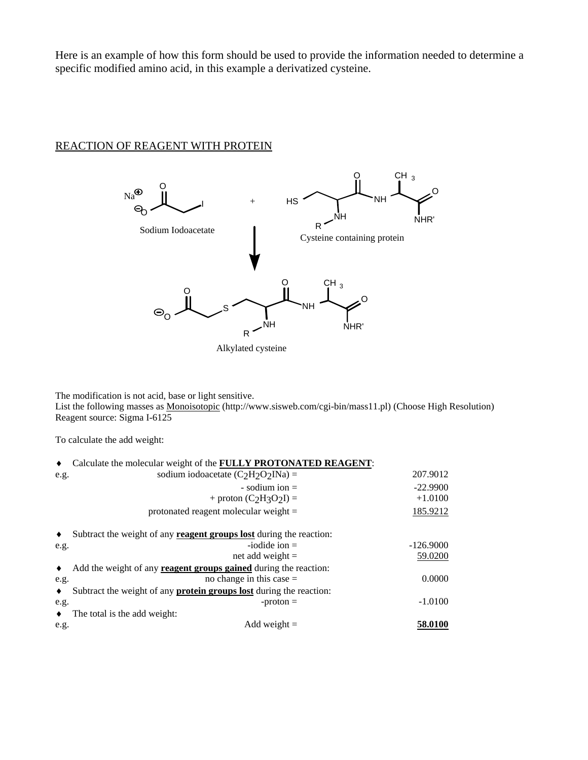Here is an example of how this form should be used to provide the information needed to determine a specific modified amino acid, in this example a derivatized cysteine.

REACTION OF REAGENT WITH PROTEIN

Sodium Iodoacetate

Cysteine containing protein

Alkylated cysteine

The modification is not acid, base or light sensitive.
List the following masses as Monoisotopic (http://www.sisweb.com/cgi-bin/mass11.pl) (Choose High Resolution)
Reagent source: Sigma I-6125

To calculate the add weight:

- Calculate the molecular weight of the **FULLY PROTONATED REAGENT**:

| | | |
|---|---|---|
| e.g. | sodium iodoacetate ($C_2H_2O_2INa$) = | 207.9012 |
| | - sodium ion = | -22.9900 |
| | + proton ($C_2H_3O_2I$) = | +1.0100 |
| | protonated reagent molecular weight = | 185.9212 |

- Subtract the weight of any **reagent groups lost** during the reaction:

| | | |
|---|---|---|
| e.g. | -iodide ion = | -126.9000 |
| | net add weight = | 59.0200 |

- Add the weight of any **reagent groups gained** during the reaction:

| | | |
|---|---|---|
| e.g. | no change in this case = | 0.0000 |

- Subtract the weight of any **protein groups lost** during the reaction:

| | | |
|---|---|---|
| e.g. | -proton = | -1.0100 |

- The total is the add weight:

| | | |
|---|---|---|
| e.g. | Add weight = | **58.0100** |